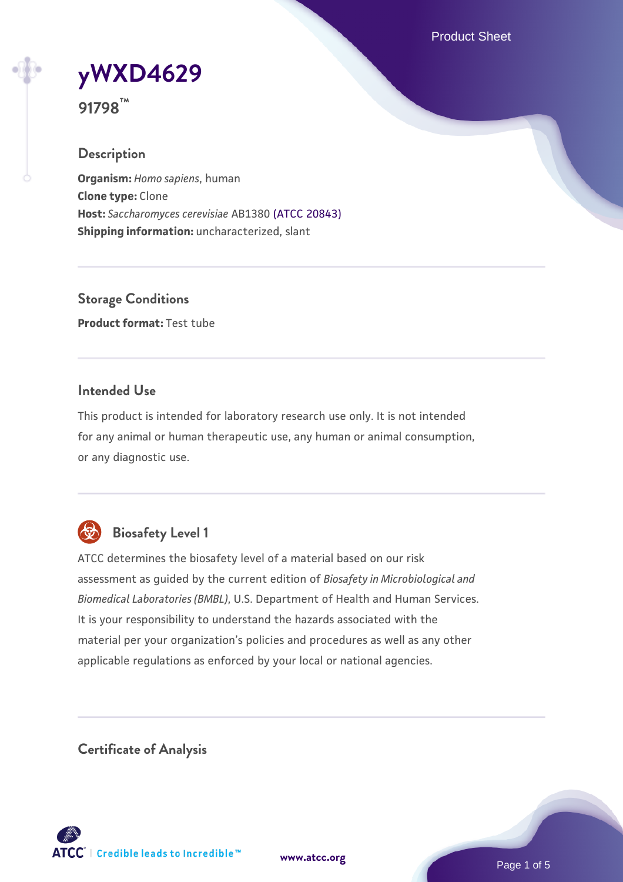# yWXD4629

**91798™**

## Description

**Organism:** *Homo sapiens*, human
**Clone type:** Clone
**Host:** *Saccharomyces cerevisiae* AB1380 (ATCC 20843)
**Shipping information:** uncharacterized, slant

## Storage Conditions

**Product format:** Test tube

## Intended Use

This product is intended for laboratory research use only. It is not intended for any animal or human therapeutic use, any human or animal consumption, or any diagnostic use.

## Biosafety Level 1

ATCC determines the biosafety level of a material based on our risk assessment as guided by the current edition of *Biosafety in Microbiological and Biomedical Laboratories (BMBL)*, U.S. Department of Health and Human Services. It is your responsibility to understand the hazards associated with the material per your organization's policies and procedures as well as any other applicable regulations as enforced by your local or national agencies.

## Certificate of Analysis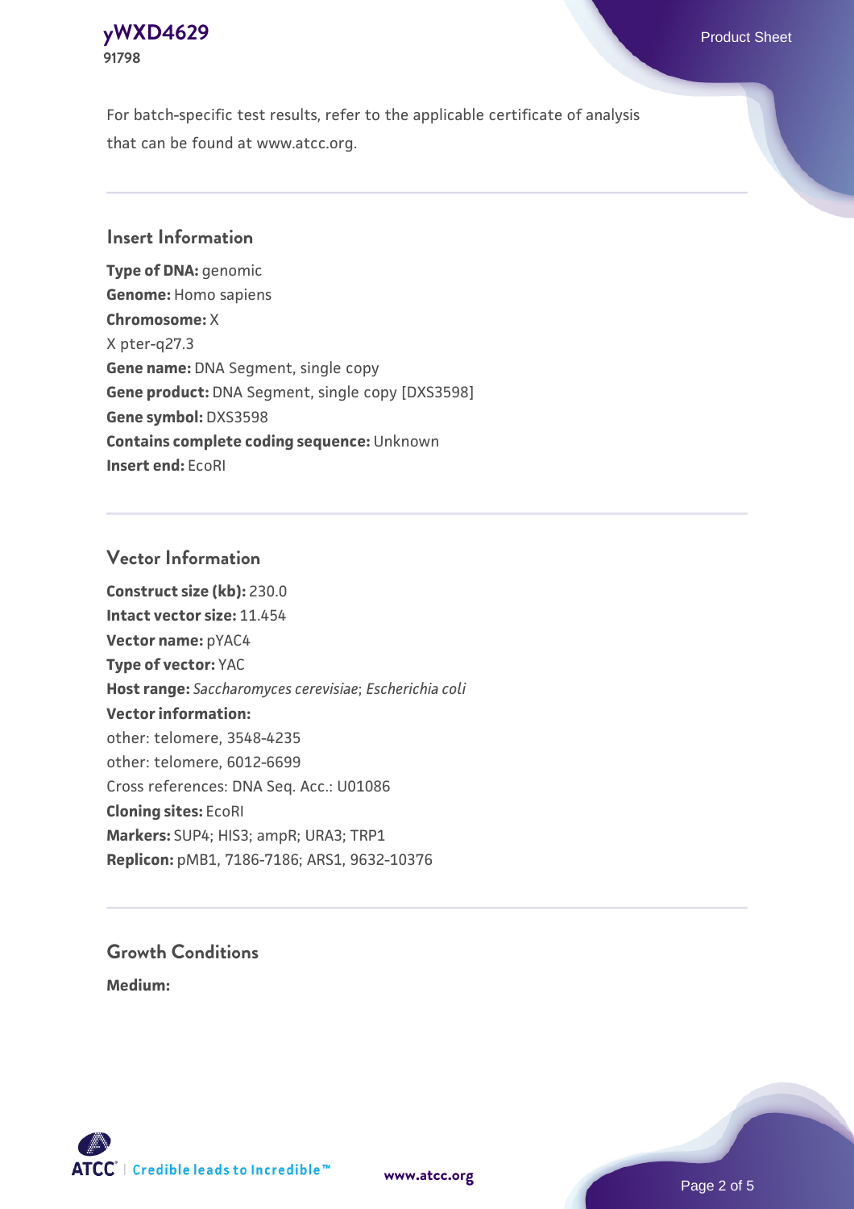For batch-specific test results, refer to the applicable certificate of analysis that can be found at www.atcc.org.

## Insert Information

**Type of DNA:** genomic
**Genome:** Homo sapiens
**Chromosome:** X
X pter-q27.3
**Gene name:** DNA Segment, single copy
**Gene product:** DNA Segment, single copy [DXS3598]
**Gene symbol:** DXS3598
**Contains complete coding sequence:** Unknown
**Insert end:** EcoRI

## Vector Information

**Construct size (kb):** 230.0
**Intact vector size:** 11.454
**Vector name:** pYAC4
**Type of vector:** YAC
**Host range:** *Saccharomyces cerevisiae*; *Escherichia coli*
**Vector information:**
other: telomere, 3548-4235
other: telomere, 6012-6699
Cross references: DNA Seq. Acc.: U01086
**Cloning sites:** EcoRI
**Markers:** SUP4; HIS3; ampR; URA3; TRP1
**Replicon:** pMB1, 7186-7186; ARS1, 9632-10376

## Growth Conditions

**Medium:**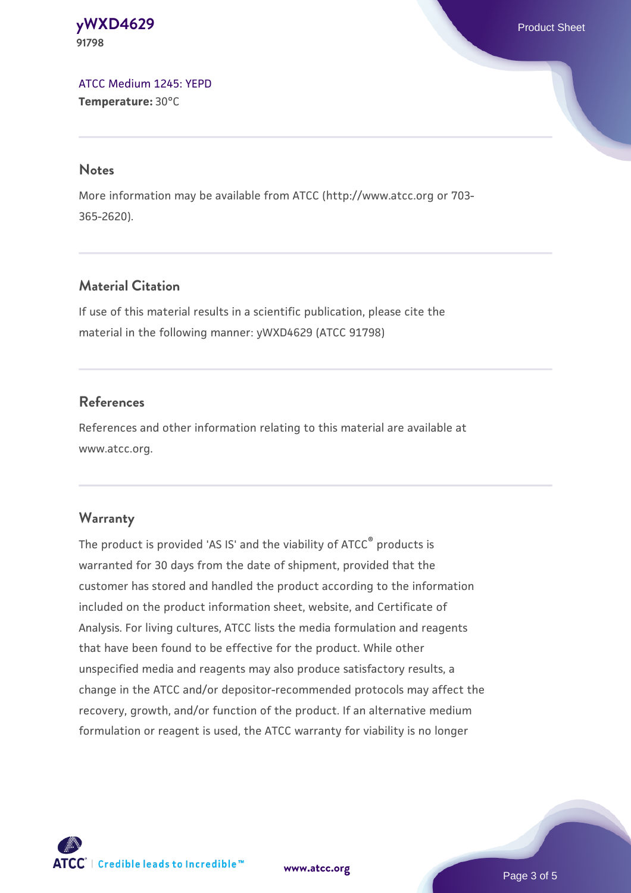ATCC Medium 1245: YEPD
**Temperature:** 30°C

## Notes

More information may be available from ATCC (http://www.atcc.org or 703-365-2620).

## Material Citation

If use of this material results in a scientific publication, please cite the material in the following manner: yWXD4629 (ATCC 91798)

## References

References and other information relating to this material are available at www.atcc.org.

## Warranty

The product is provided 'AS IS' and the viability of ATCC® products is warranted for 30 days from the date of shipment, provided that the customer has stored and handled the product according to the information included on the product information sheet, website, and Certificate of Analysis. For living cultures, ATCC lists the media formulation and reagents that have been found to be effective for the product. While other unspecified media and reagents may also produce satisfactory results, a change in the ATCC and/or depositor-recommended protocols may affect the recovery, growth, and/or function of the product. If an alternative medium formulation or reagent is used, the ATCC warranty for viability is no longer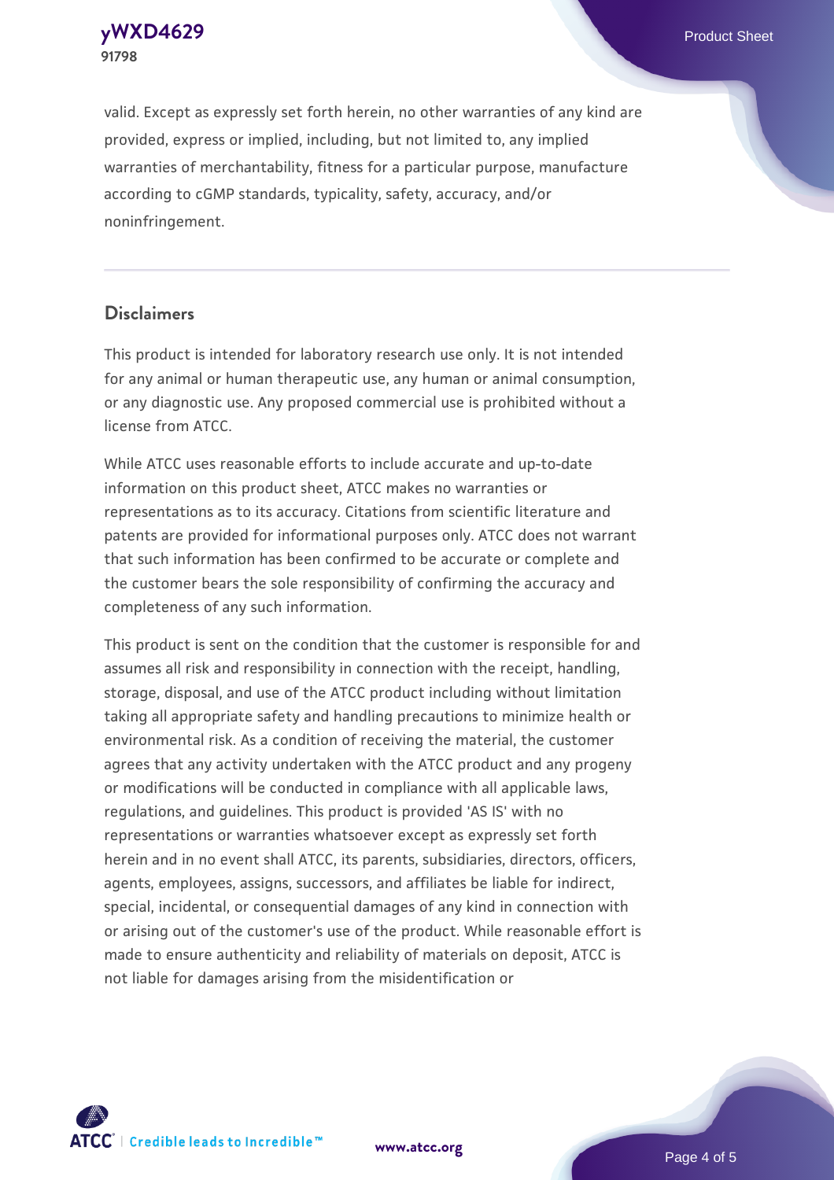valid. Except as expressly set forth herein, no other warranties of any kind are provided, express or implied, including, but not limited to, any implied warranties of merchantability, fitness for a particular purpose, manufacture according to cGMP standards, typicality, safety, accuracy, and/or noninfringement.

## Disclaimers

This product is intended for laboratory research use only. It is not intended for any animal or human therapeutic use, any human or animal consumption, or any diagnostic use. Any proposed commercial use is prohibited without a license from ATCC.

While ATCC uses reasonable efforts to include accurate and up-to-date information on this product sheet, ATCC makes no warranties or representations as to its accuracy. Citations from scientific literature and patents are provided for informational purposes only. ATCC does not warrant that such information has been confirmed to be accurate or complete and the customer bears the sole responsibility of confirming the accuracy and completeness of any such information.

This product is sent on the condition that the customer is responsible for and assumes all risk and responsibility in connection with the receipt, handling, storage, disposal, and use of the ATCC product including without limitation taking all appropriate safety and handling precautions to minimize health or environmental risk. As a condition of receiving the material, the customer agrees that any activity undertaken with the ATCC product and any progeny or modifications will be conducted in compliance with all applicable laws, regulations, and guidelines. This product is provided 'AS IS' with no representations or warranties whatsoever except as expressly set forth herein and in no event shall ATCC, its parents, subsidiaries, directors, officers, agents, employees, assigns, successors, and affiliates be liable for indirect, special, incidental, or consequential damages of any kind in connection with or arising out of the customer's use of the product. While reasonable effort is made to ensure authenticity and reliability of materials on deposit, ATCC is not liable for damages arising from the misidentification or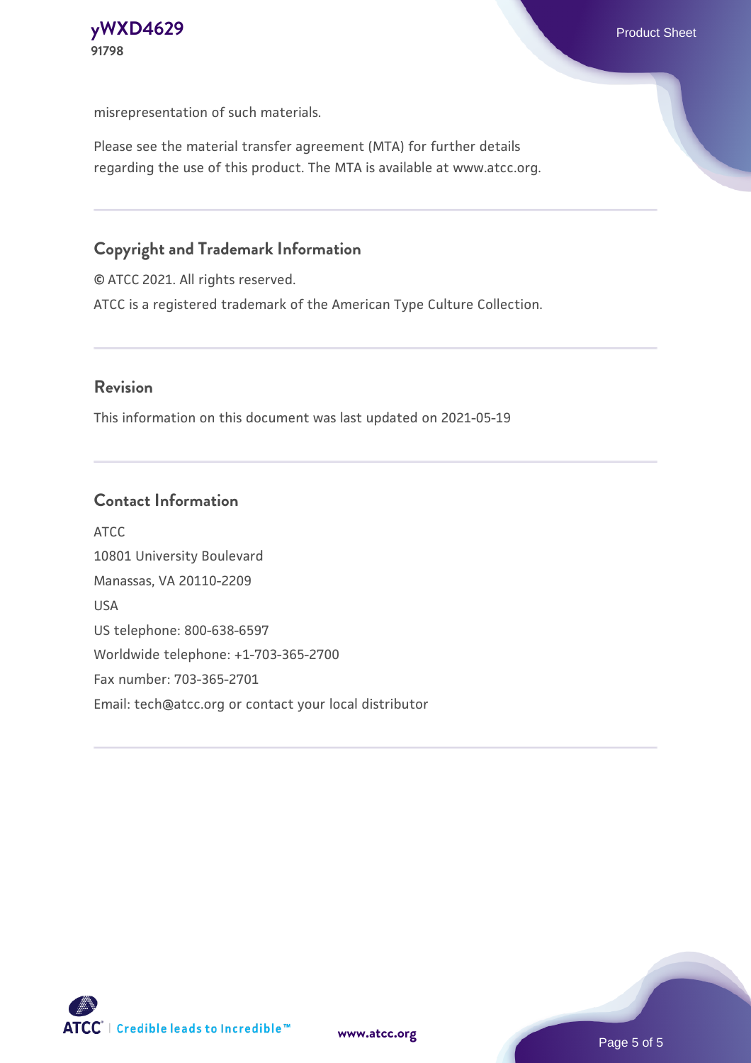misrepresentation of such materials.

Please see the material transfer agreement (MTA) for further details regarding the use of this product. The MTA is available at www.atcc.org.

## Copyright and Trademark Information

© ATCC 2021. All rights reserved.

ATCC is a registered trademark of the American Type Culture Collection.

## Revision

This information on this document was last updated on 2021-05-19

## Contact Information

ATCC
10801 University Boulevard
Manassas, VA 20110-2209
USA
US telephone: 800-638-6597
Worldwide telephone: +1-703-365-2700
Fax number: 703-365-2701
Email: tech@atcc.org or contact your local distributor